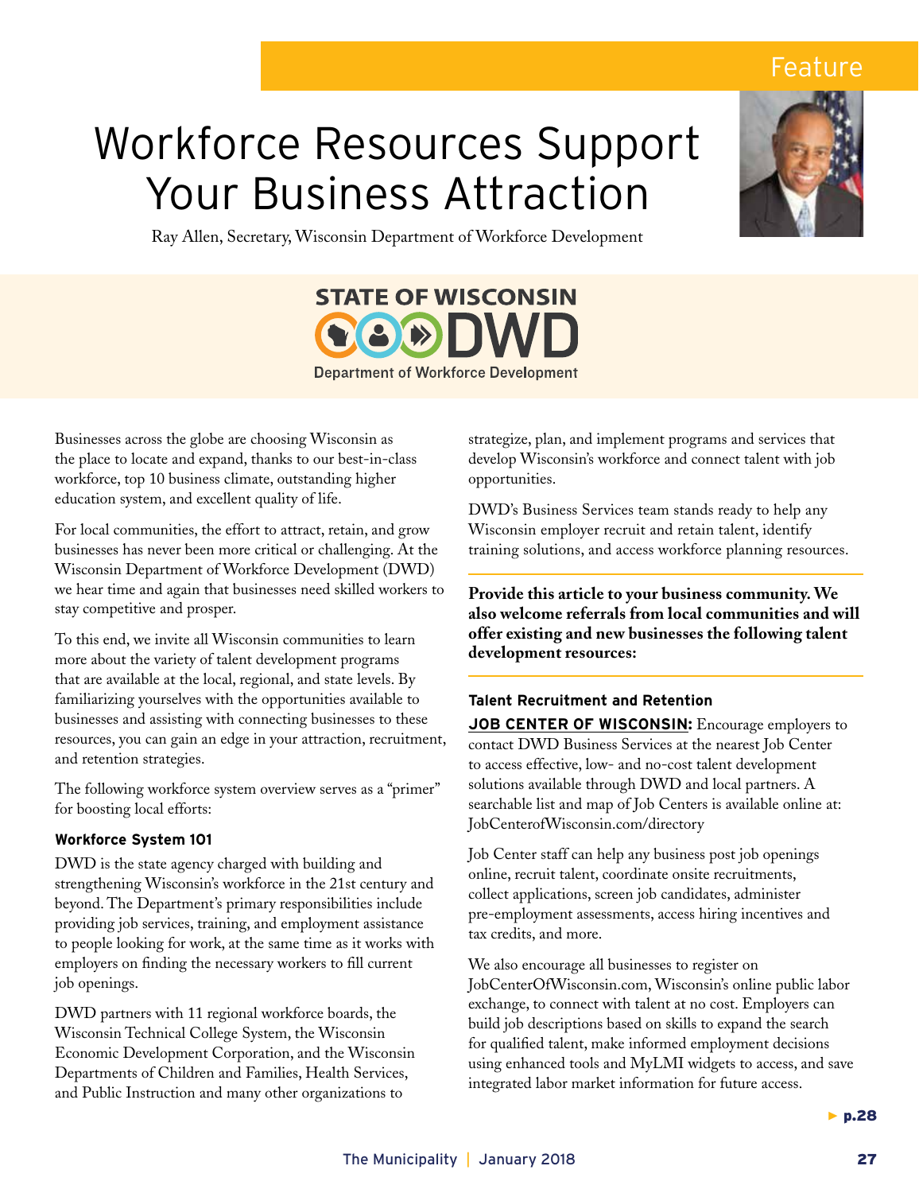Feature

# Workforce Resources Support Your Business Attraction

Ray Allen, Secretary, Wisconsin Department of Workforce Development

STATE OF WISCONSIN DWD
Department of Workforce Development

Businesses across the globe are choosing Wisconsin as the place to locate and expand, thanks to our best-in-class workforce, top 10 business climate, outstanding higher education system, and excellent quality of life.

For local communities, the effort to attract, retain, and grow businesses has never been more critical or challenging. At the Wisconsin Department of Workforce Development (DWD) we hear time and again that businesses need skilled workers to stay competitive and prosper.

To this end, we invite all Wisconsin communities to learn more about the variety of talent development programs that are available at the local, regional, and state levels. By familiarizing yourselves with the opportunities available to businesses and assisting with connecting businesses to these resources, you can gain an edge in your attraction, recruitment, and retention strategies.

The following workforce system overview serves as a "primer" for boosting local efforts:

### Workforce System 101

DWD is the state agency charged with building and strengthening Wisconsin's workforce in the 21st century and beyond. The Department's primary responsibilities include providing job services, training, and employment assistance to people looking for work, at the same time as it works with employers on finding the necessary workers to fill current job openings.

DWD partners with 11 regional workforce boards, the Wisconsin Technical College System, the Wisconsin Economic Development Corporation, and the Wisconsin Departments of Children and Families, Health Services, and Public Instruction and many other organizations to strategize, plan, and implement programs and services that develop Wisconsin's workforce and connect talent with job opportunities.

DWD's Business Services team stands ready to help any Wisconsin employer recruit and retain talent, identify training solutions, and access workforce planning resources.

**Provide this article to your business community. We also welcome referrals from local communities and will offer existing and new businesses the following talent development resources:**

### Talent Recruitment and Retention

**JOB CENTER OF WISCONSIN:** Encourage employers to contact DWD Business Services at the nearest Job Center to access effective, low- and no-cost talent development solutions available through DWD and local partners. A searchable list and map of Job Centers is available online at: JobCenterofWisconsin.com/directory

Job Center staff can help any business post job openings online, recruit talent, coordinate onsite recruitments, collect applications, screen job candidates, administer pre-employment assessments, access hiring incentives and tax credits, and more.

We also encourage all businesses to register on JobCenterOfWisconsin.com, Wisconsin's online public labor exchange, to connect with talent at no cost. Employers can build job descriptions based on skills to expand the search for qualified talent, make informed employment decisions using enhanced tools and MyLMI widgets to access, and save integrated labor market information for future access.

► p.28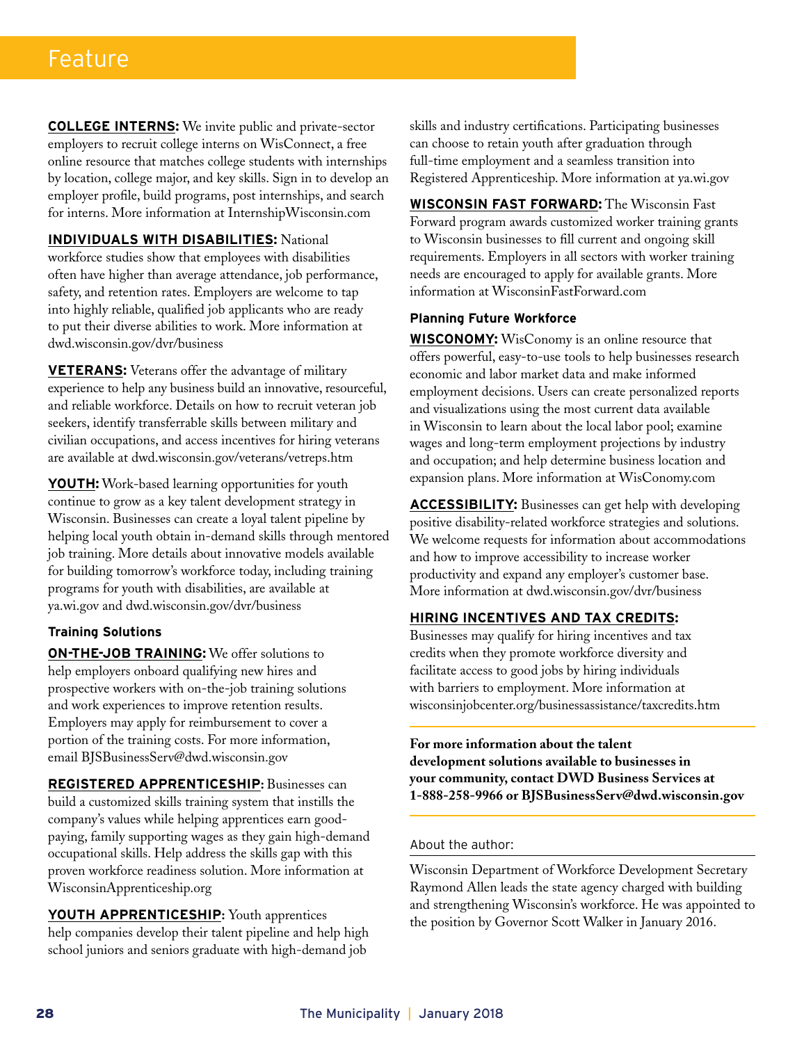**COLLEGE INTERNS:** We invite public and private-sector employers to recruit college interns on WisConnect, a free online resource that matches college students with internships by location, college major, and key skills. Sign in to develop an employer profile, build programs, post internships, and search for interns. More information at InternshipWisconsin.com

**INDIVIDUALS WITH DISABILITIES:** National workforce studies show that employees with disabilities often have higher than average attendance, job performance, safety, and retention rates. Employers are welcome to tap into highly reliable, qualified job applicants who are ready to put their diverse abilities to work. More information at dwd.wisconsin.gov/dvr/business

**VETERANS:** Veterans offer the advantage of military experience to help any business build an innovative, resourceful, and reliable workforce. Details on how to recruit veteran job seekers, identify transferrable skills between military and civilian occupations, and access incentives for hiring veterans are available at dwd.wisconsin.gov/veterans/vetreps.htm

**YOUTH:** Work-based learning opportunities for youth continue to grow as a key talent development strategy in Wisconsin. Businesses can create a loyal talent pipeline by helping local youth obtain in-demand skills through mentored job training. More details about innovative models available for building tomorrow's workforce today, including training programs for youth with disabilities, are available at ya.wi.gov and dwd.wisconsin.gov/dvr/business

### Training Solutions

**ON-THE-JOB TRAINING:** We offer solutions to help employers onboard qualifying new hires and prospective workers with on-the-job training solutions and work experiences to improve retention results. Employers may apply for reimbursement to cover a portion of the training costs. For more information, email BJSBusinessServ@dwd.wisconsin.gov

**REGISTERED APPRENTICESHIP:** Businesses can build a customized skills training system that instills the company's values while helping apprentices earn good-paying, family supporting wages as they gain high-demand occupational skills. Help address the skills gap with this proven workforce readiness solution. More information at WisconsinApprenticeship.org

**YOUTH APPRENTICESHIP:** Youth apprentices help companies develop their talent pipeline and help high school juniors and seniors graduate with high-demand job skills and industry certifications. Participating businesses can choose to retain youth after graduation through full-time employment and a seamless transition into Registered Apprenticeship. More information at ya.wi.gov

**WISCONSIN FAST FORWARD:** The Wisconsin Fast Forward program awards customized worker training grants to Wisconsin businesses to fill current and ongoing skill requirements. Employers in all sectors with worker training needs are encouraged to apply for available grants. More information at WisconsinFastForward.com

### Planning Future Workforce

**WISCONOMY:** WisConomy is an online resource that offers powerful, easy-to-use tools to help businesses research economic and labor market data and make informed employment decisions. Users can create personalized reports and visualizations using the most current data available in Wisconsin to learn about the local labor pool; examine wages and long-term employment projections by industry and occupation; and help determine business location and expansion plans. More information at WisConomy.com

**ACCESSIBILITY:** Businesses can get help with developing positive disability-related workforce strategies and solutions. We welcome requests for information about accommodations and how to improve accessibility to increase worker productivity and expand any employer's customer base. More information at dwd.wisconsin.gov/dvr/business

**HIRING INCENTIVES AND TAX CREDITS:** Businesses may qualify for hiring incentives and tax credits when they promote workforce diversity and facilitate access to good jobs by hiring individuals with barriers to employment. More information at wisconsinjobcenter.org/businessassistance/taxcredits.htm

---

**For more information about the talent development solutions available to businesses in your community, contact DWD Business Services at 1-888-258-9966 or BJSBusinessServ@dwd.wisconsin.gov**

---

About the author:

Wisconsin Department of Workforce Development Secretary Raymond Allen leads the state agency charged with building and strengthening Wisconsin's workforce. He was appointed to the position by Governor Scott Walker in January 2016.